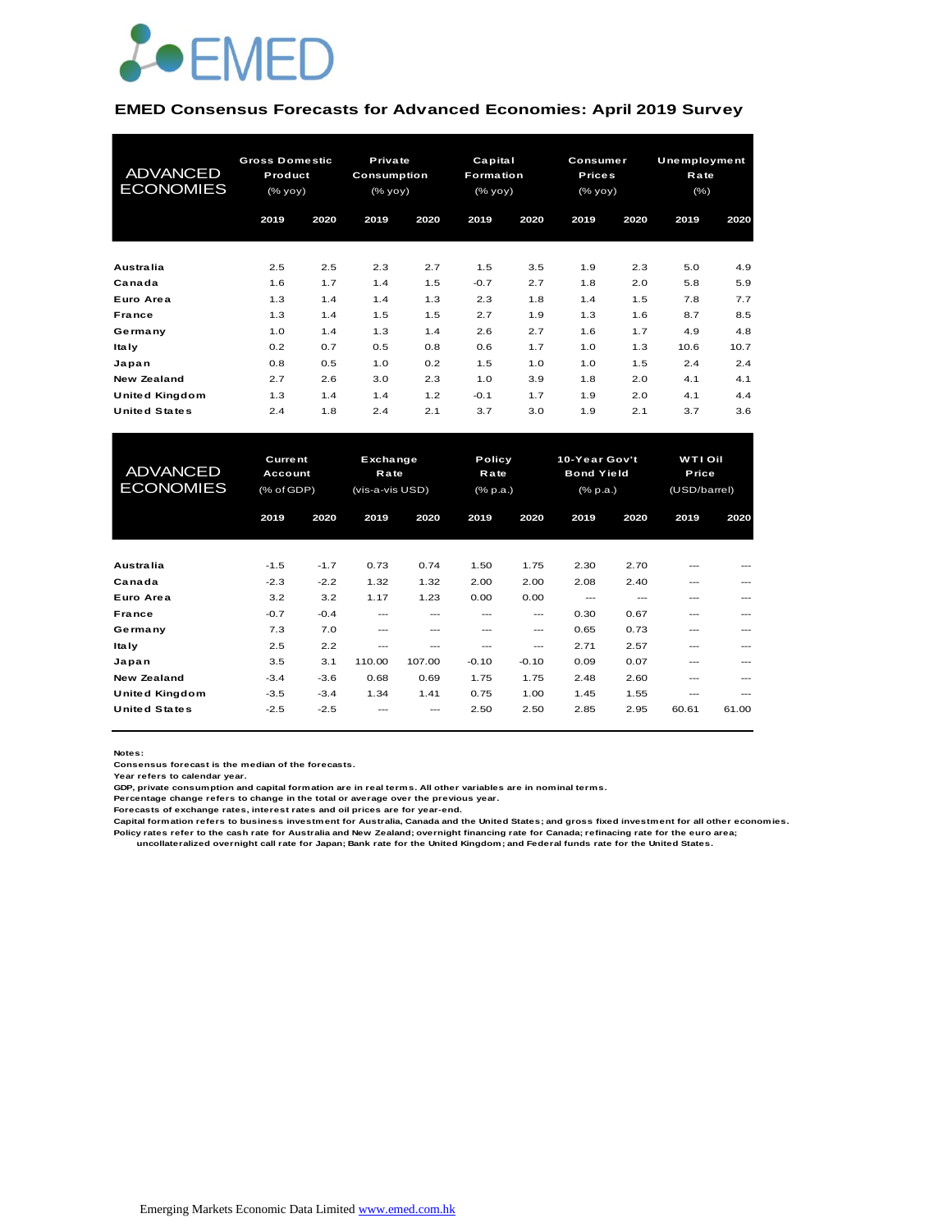EMED

# EMED Consensus Forecasts for Advanced Economies: April 2019 Survey

| ADVANCED ECONOMIES | Gross Domestic Product (% yoy) | | Private Consumption (% yoy) | | Capital Formation (% yoy) | | Consumer Prices (% yoy) | | Unemployment Rate (%) | |
|---|---|---|---|---|---|---|---|---|---|---|
| | 2019 | 2020 | 2019 | 2020 | 2019 | 2020 | 2019 | 2020 | 2019 | 2020 |
| Australia | 2.5 | 2.5 | 2.3 | 2.7 | 1.5 | 3.5 | 1.9 | 2.3 | 5.0 | 4.9 |
| Canada | 1.6 | 1.7 | 1.4 | 1.5 | -0.7 | 2.7 | 1.8 | 2.0 | 5.8 | 5.9 |
| Euro Area | 1.3 | 1.4 | 1.4 | 1.3 | 2.3 | 1.8 | 1.4 | 1.5 | 7.8 | 7.7 |
| France | 1.3 | 1.4 | 1.5 | 1.5 | 2.7 | 1.9 | 1.3 | 1.6 | 8.7 | 8.5 |
| Germany | 1.0 | 1.4 | 1.3 | 1.4 | 2.6 | 2.7 | 1.6 | 1.7 | 4.9 | 4.8 |
| Italy | 0.2 | 0.7 | 0.5 | 0.8 | 0.6 | 1.7 | 1.0 | 1.3 | 10.6 | 10.7 |
| Japan | 0.8 | 0.5 | 1.0 | 0.2 | 1.5 | 1.0 | 1.0 | 1.5 | 2.4 | 2.4 |
| New Zealand | 2.7 | 2.6 | 3.0 | 2.3 | 1.0 | 3.9 | 1.8 | 2.0 | 4.1 | 4.1 |
| United Kingdom | 1.3 | 1.4 | 1.4 | 1.2 | -0.1 | 1.7 | 1.9 | 2.0 | 4.1 | 4.4 |
| United States | 2.4 | 1.8 | 2.4 | 2.1 | 3.7 | 3.0 | 1.9 | 2.1 | 3.7 | 3.6 |

| ADVANCED ECONOMIES | Current Account (% of GDP) | | Exchange Rate (vis-a-vis USD) | | Policy Rate (% p.a.) | | 10-Year Gov't Bond Yield (% p.a.) | | WTI Oil Price (USD/barrel) | |
|---|---|---|---|---|---|---|---|---|---|---|
| | 2019 | 2020 | 2019 | 2020 | 2019 | 2020 | 2019 | 2020 | 2019 | 2020 |
| Australia | -1.5 | -1.7 | 0.73 | 0.74 | 1.50 | 1.75 | 2.30 | 2.70 | --- | --- |
| Canada | -2.3 | -2.2 | 1.32 | 1.32 | 2.00 | 2.00 | 2.08 | 2.40 | --- | --- |
| Euro Area | 3.2 | 3.2 | 1.17 | 1.23 | 0.00 | 0.00 | --- | --- | --- | --- |
| France | -0.7 | -0.4 | --- | --- | --- | --- | 0.30 | 0.67 | --- | --- |
| Germany | 7.3 | 7.0 | --- | --- | --- | --- | 0.65 | 0.73 | --- | --- |
| Italy | 2.5 | 2.2 | --- | --- | --- | --- | 2.71 | 2.57 | --- | --- |
| Japan | 3.5 | 3.1 | 110.00 | 107.00 | -0.10 | -0.10 | 0.09 | 0.07 | --- | --- |
| New Zealand | -3.4 | -3.6 | 0.68 | 0.69 | 1.75 | 1.75 | 2.48 | 2.60 | --- | --- |
| United Kingdom | -3.5 | -3.4 | 1.34 | 1.41 | 0.75 | 1.00 | 1.45 | 1.55 | --- | --- |
| United States | -2.5 | -2.5 | --- | --- | 2.50 | 2.50 | 2.85 | 2.95 | 60.61 | 61.00 |

**Notes:**
Consensus forecast is the median of the forecasts.
Year refers to calendar year.
GDP, private consumption and capital formation are in real terms. All other variables are in nominal terms.
Percentage change refers to change in the total or average over the previous year.
Forecasts of exchange rates, interest rates and oil prices are for year-end.
Capital formation refers to business investment for Australia, Canada and the United States; and gross fixed investment for all other economies.
Policy rates refer to the cash rate for Australia and New Zealand; overnight financing rate for Canada; refinacing rate for the euro area;
uncollateralized overnight call rate for Japan; Bank rate for the United Kingdom; and Federal funds rate for the United States.

Emerging Markets Economic Data Limited [www.emed.com.hk](http://www.emed.com.hk)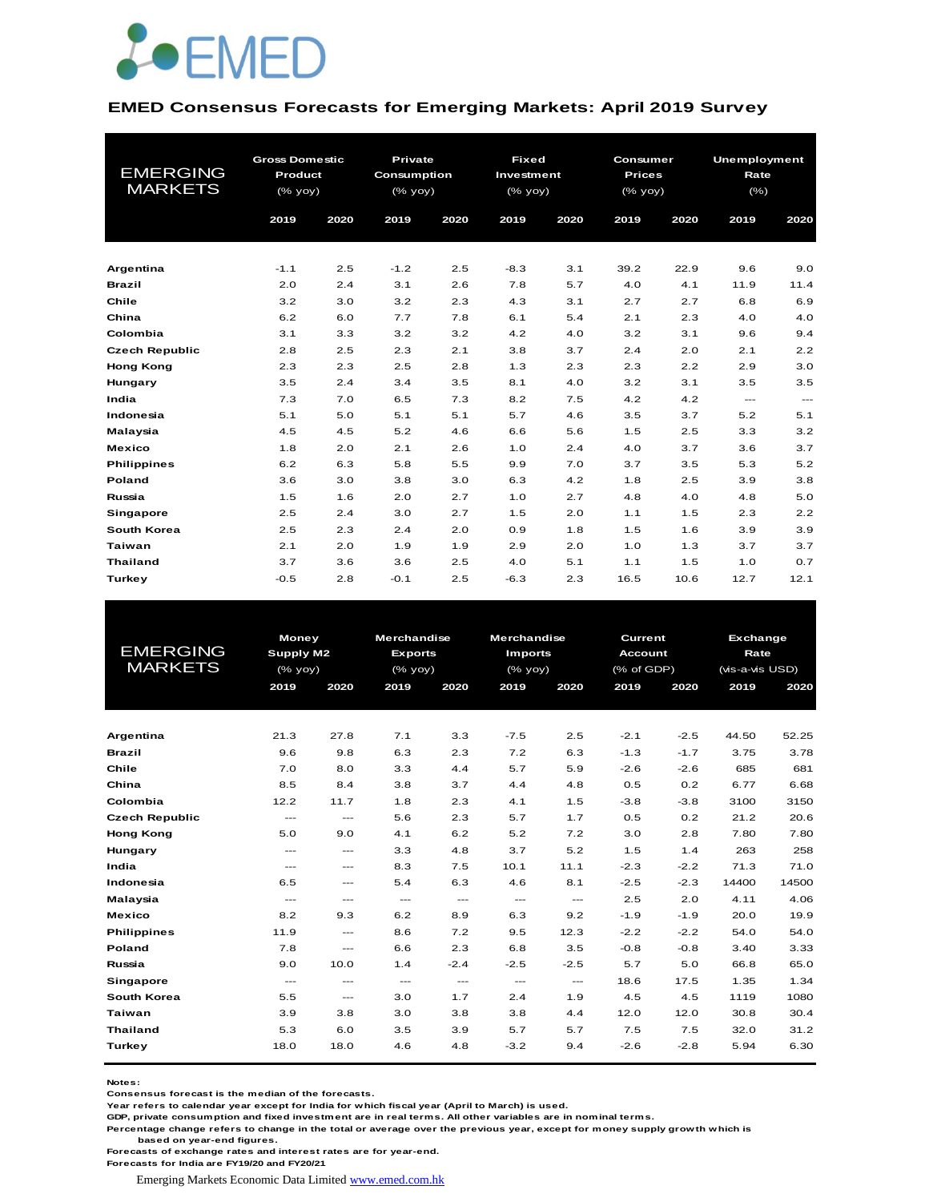EMED

## EMED Consensus Forecasts for Emerging Markets: April 2019 Survey

| EMERGING MARKETS | Gross Domestic Product (% yoy) | | Private Consumption (% yoy) | | Fixed Investment (% yoy) | | Consumer Prices (% yoy) | | Unemployment Rate (%) | |
|---|---|---|---|---|---|---|---|---|---|---|
| | 2019 | 2020 | 2019 | 2020 | 2019 | 2020 | 2019 | 2020 | 2019 | 2020 |
| Argentina | -1.1 | 2.5 | -1.2 | 2.5 | -8.3 | 3.1 | 39.2 | 22.9 | 9.6 | 9.0 |
| Brazil | 2.0 | 2.4 | 3.1 | 2.6 | 7.8 | 5.7 | 4.0 | 4.1 | 11.9 | 11.4 |
| Chile | 3.2 | 3.0 | 3.2 | 2.3 | 4.3 | 3.1 | 2.7 | 2.7 | 6.8 | 6.9 |
| China | 6.2 | 6.0 | 7.7 | 7.8 | 6.1 | 5.4 | 2.1 | 2.3 | 4.0 | 4.0 |
| Colombia | 3.1 | 3.3 | 3.2 | 3.2 | 4.2 | 4.0 | 3.2 | 3.1 | 9.6 | 9.4 |
| Czech Republic | 2.8 | 2.5 | 2.3 | 2.1 | 3.8 | 3.7 | 2.4 | 2.0 | 2.1 | 2.2 |
| Hong Kong | 2.3 | 2.3 | 2.5 | 2.8 | 1.3 | 2.3 | 2.3 | 2.2 | 2.9 | 3.0 |
| Hungary | 3.5 | 2.4 | 3.4 | 3.5 | 8.1 | 4.0 | 3.2 | 3.1 | 3.5 | 3.5 |
| India | 7.3 | 7.0 | 6.5 | 7.3 | 8.2 | 7.5 | 4.2 | 4.2 | --- | --- |
| Indonesia | 5.1 | 5.0 | 5.1 | 5.1 | 5.7 | 4.6 | 3.5 | 3.7 | 5.2 | 5.1 |
| Malaysia | 4.5 | 4.5 | 5.2 | 4.6 | 6.6 | 5.6 | 1.5 | 2.5 | 3.3 | 3.2 |
| Mexico | 1.8 | 2.0 | 2.1 | 2.6 | 1.0 | 2.4 | 4.0 | 3.7 | 3.6 | 3.7 |
| Philippines | 6.2 | 6.3 | 5.8 | 5.5 | 9.9 | 7.0 | 3.7 | 3.5 | 5.3 | 5.2 |
| Poland | 3.6 | 3.0 | 3.8 | 3.0 | 6.3 | 4.2 | 1.8 | 2.5 | 3.9 | 3.8 |
| Russia | 1.5 | 1.6 | 2.0 | 2.7 | 1.0 | 2.7 | 4.8 | 4.0 | 4.8 | 5.0 |
| Singapore | 2.5 | 2.4 | 3.0 | 2.7 | 1.5 | 2.0 | 1.1 | 1.5 | 2.3 | 2.2 |
| South Korea | 2.5 | 2.3 | 2.4 | 2.0 | 0.9 | 1.8 | 1.5 | 1.6 | 3.9 | 3.9 |
| Taiwan | 2.1 | 2.0 | 1.9 | 1.9 | 2.9 | 2.0 | 1.0 | 1.3 | 3.7 | 3.7 |
| Thailand | 3.7 | 3.6 | 3.6 | 2.5 | 4.0 | 5.1 | 1.1 | 1.5 | 1.0 | 0.7 |
| Turkey | -0.5 | 2.8 | -0.1 | 2.5 | -6.3 | 2.3 | 16.5 | 10.6 | 12.7 | 12.1 |

| EMERGING MARKETS | Money Supply M2 (% yoy) | | Merchandise Exports (% yoy) | | Merchandise Imports (% yoy) | | Current Account (% of GDP) | | Exchange Rate (vis-a-vis USD) | |
|---|---|---|---|---|---|---|---|---|---|---|
| | 2019 | 2020 | 2019 | 2020 | 2019 | 2020 | 2019 | 2020 | 2019 | 2020 |
| Argentina | 21.3 | 27.8 | 7.1 | 3.3 | -7.5 | 2.5 | -2.1 | -2.5 | 44.50 | 52.25 |
| Brazil | 9.6 | 9.8 | 6.3 | 2.3 | 7.2 | 6.3 | -1.3 | -1.7 | 3.75 | 3.78 |
| Chile | 7.0 | 8.0 | 3.3 | 4.4 | 5.7 | 5.9 | -2.6 | -2.6 | 685 | 681 |
| China | 8.5 | 8.4 | 3.8 | 3.7 | 4.4 | 4.8 | 0.5 | 0.2 | 6.77 | 6.68 |
| Colombia | 12.2 | 11.7 | 1.8 | 2.3 | 4.1 | 1.5 | -3.8 | -3.8 | 3100 | 3150 |
| Czech Republic | --- | --- | 5.6 | 2.3 | 5.7 | 1.7 | 0.5 | 0.2 | 21.2 | 20.6 |
| Hong Kong | 5.0 | 9.0 | 4.1 | 6.2 | 5.2 | 7.2 | 3.0 | 2.8 | 7.80 | 7.80 |
| Hungary | --- | --- | 3.3 | 4.8 | 3.7 | 5.2 | 1.5 | 1.4 | 263 | 258 |
| India | --- | --- | 8.3 | 7.5 | 10.1 | 11.1 | -2.3 | -2.2 | 71.3 | 71.0 |
| Indonesia | 6.5 | --- | 5.4 | 6.3 | 4.6 | 8.1 | -2.5 | -2.3 | 14400 | 14500 |
| Malaysia | --- | --- | --- | --- | --- | --- | 2.5 | 2.0 | 4.11 | 4.06 |
| Mexico | 8.2 | 9.3 | 6.2 | 8.9 | 6.3 | 9.2 | -1.9 | -1.9 | 20.0 | 19.9 |
| Philippines | 11.9 | --- | 8.6 | 7.2 | 9.5 | 12.3 | -2.2 | -2.2 | 54.0 | 54.0 |
| Poland | 7.8 | --- | 6.6 | 2.3 | 6.8 | 3.5 | -0.8 | -0.8 | 3.40 | 3.33 |
| Russia | 9.0 | 10.0 | 1.4 | -2.4 | -2.5 | -2.5 | 5.7 | 5.0 | 66.8 | 65.0 |
| Singapore | --- | --- | --- | --- | --- | --- | 18.6 | 17.5 | 1.35 | 1.34 |
| South Korea | 5.5 | --- | 3.0 | 1.7 | 2.4 | 1.9 | 4.5 | 4.5 | 1119 | 1080 |
| Taiwan | 3.9 | 3.8 | 3.0 | 3.8 | 3.8 | 4.4 | 12.0 | 12.0 | 30.8 | 30.4 |
| Thailand | 5.3 | 6.0 | 3.5 | 3.9 | 5.7 | 5.7 | 7.5 | 7.5 | 32.0 | 31.2 |
| Turkey | 18.0 | 18.0 | 4.6 | 4.8 | -3.2 | 9.4 | -2.6 | -2.8 | 5.94 | 6.30 |

**Notes:**
Consensus forecast is the median of the forecasts.
Year refers to calendar year except for India for which fiscal year (April to March) is used.
GDP, private consumption and fixed investment are in real terms. All other variables are in nominal terms.
Percentage change refers to change in the total or average over the previous year, except for money supply growth which is based on year-end figures.
Forecasts of exchange rates and interest rates are for year-end.
Forecasts for India are FY19/20 and FY20/21

Emerging Markets Economic Data Limited www.emed.com.hk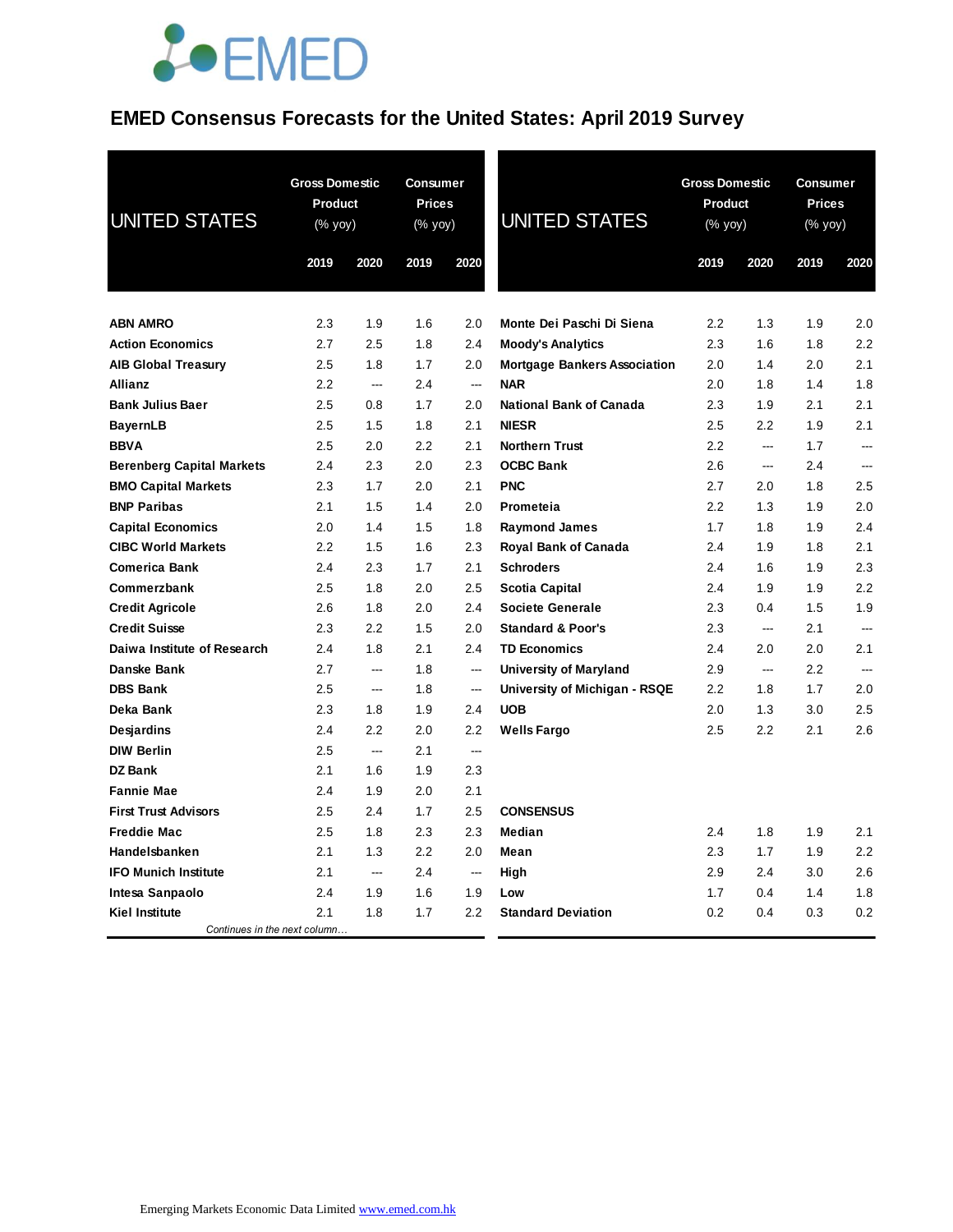EMED

# EMED Consensus Forecasts for the United States: April 2019 Survey

| UNITED STATES | Gross Domestic Product (% yoy) | | Consumer Prices (% yoy) | |
|---|---|---|---|---|
| | 2019 | 2020 | 2019 | 2020 |
| **ABN AMRO** | 2.3 | 1.9 | 1.6 | 2.0 |
| **Action Economics** | 2.7 | 2.5 | 1.8 | 2.4 |
| **AIB Global Treasury** | 2.5 | 1.8 | 1.7 | 2.0 |
| **Allianz** | 2.2 | --- | 2.4 | --- |
| **Bank Julius Baer** | 2.5 | 0.8 | 1.7 | 2.0 |
| **BayernLB** | 2.5 | 1.5 | 1.8 | 2.1 |
| **BBVA** | 2.5 | 2.0 | 2.2 | 2.1 |
| **Berenberg Capital Markets** | 2.4 | 2.3 | 2.0 | 2.3 |
| **BMO Capital Markets** | 2.3 | 1.7 | 2.0 | 2.1 |
| **BNP Paribas** | 2.1 | 1.5 | 1.4 | 2.0 |
| **Capital Economics** | 2.0 | 1.4 | 1.5 | 1.8 |
| **CIBC World Markets** | 2.2 | 1.5 | 1.6 | 2.3 |
| **Comerica Bank** | 2.4 | 2.3 | 1.7 | 2.1 |
| **Commerzbank** | 2.5 | 1.8 | 2.0 | 2.5 |
| **Credit Agricole** | 2.6 | 1.8 | 2.0 | 2.4 |
| **Credit Suisse** | 2.3 | 2.2 | 1.5 | 2.0 |
| **Daiwa Institute of Research** | 2.4 | 1.8 | 2.1 | 2.4 |
| **Danske Bank** | 2.7 | --- | 1.8 | --- |
| **DBS Bank** | 2.5 | --- | 1.8 | --- |
| **Deka Bank** | 2.3 | 1.8 | 1.9 | 2.4 |
| **Desjardins** | 2.4 | 2.2 | 2.0 | 2.2 |
| **DIW Berlin** | 2.5 | --- | 2.1 | --- |
| **DZ Bank** | 2.1 | 1.6 | 1.9 | 2.3 |
| **Fannie Mae** | 2.4 | 1.9 | 2.0 | 2.1 |
| **First Trust Advisors** | 2.5 | 2.4 | 1.7 | 2.5 |
| **Freddie Mac** | 2.5 | 1.8 | 2.3 | 2.3 |
| **Handelsbanken** | 2.1 | 1.3 | 2.2 | 2.0 |
| **IFO Munich Institute** | 2.1 | --- | 2.4 | --- |
| **Intesa Sanpaolo** | 2.4 | 1.9 | 1.6 | 1.9 |
| **Kiel Institute** | 2.1 | 1.8 | 1.7 | 2.2 |
| **Monte Dei Paschi Di Siena** | 2.2 | 1.3 | 1.9 | 2.0 |
| **Moody's Analytics** | 2.3 | 1.6 | 1.8 | 2.2 |
| **Mortgage Bankers Association** | 2.0 | 1.4 | 2.0 | 2.1 |
| **NAR** | 2.0 | 1.8 | 1.4 | 1.8 |
| **National Bank of Canada** | 2.3 | 1.9 | 2.1 | 2.1 |
| **NIESR** | 2.5 | 2.2 | 1.9 | 2.1 |
| **Northern Trust** | 2.2 | --- | 1.7 | --- |
| **OCBC Bank** | 2.6 | --- | 2.4 | --- |
| **PNC** | 2.7 | 2.0 | 1.8 | 2.5 |
| **Prometeia** | 2.2 | 1.3 | 1.9 | 2.0 |
| **Raymond James** | 1.7 | 1.8 | 1.9 | 2.4 |
| **Royal Bank of Canada** | 2.4 | 1.9 | 1.8 | 2.1 |
| **Schroders** | 2.4 | 1.6 | 1.9 | 2.3 |
| **Scotia Capital** | 2.4 | 1.9 | 1.9 | 2.2 |
| **Societe Generale** | 2.3 | 0.4 | 1.5 | 1.9 |
| **Standard & Poor's** | 2.3 | --- | 2.1 | --- |
| **TD Economics** | 2.4 | 2.0 | 2.0 | 2.1 |
| **University of Maryland** | 2.9 | --- | 2.2 | --- |
| **University of Michigan - RSQE** | 2.2 | 1.8 | 1.7 | 2.0 |
| **UOB** | 2.0 | 1.3 | 3.0 | 2.5 |
| **Wells Fargo** | 2.5 | 2.2 | 2.1 | 2.6 |
| **CONSENSUS** | | | | |
| **Median** | 2.4 | 1.8 | 1.9 | 2.1 |
| **Mean** | 2.3 | 1.7 | 1.9 | 2.2 |
| **High** | 2.9 | 2.4 | 3.0 | 2.6 |
| **Low** | 1.7 | 0.4 | 1.4 | 1.8 |
| **Standard Deviation** | 0.2 | 0.4 | 0.3 | 0.2 |

Emerging Markets Economic Data Limited [www.emed.com.hk](http://www.emed.com.hk)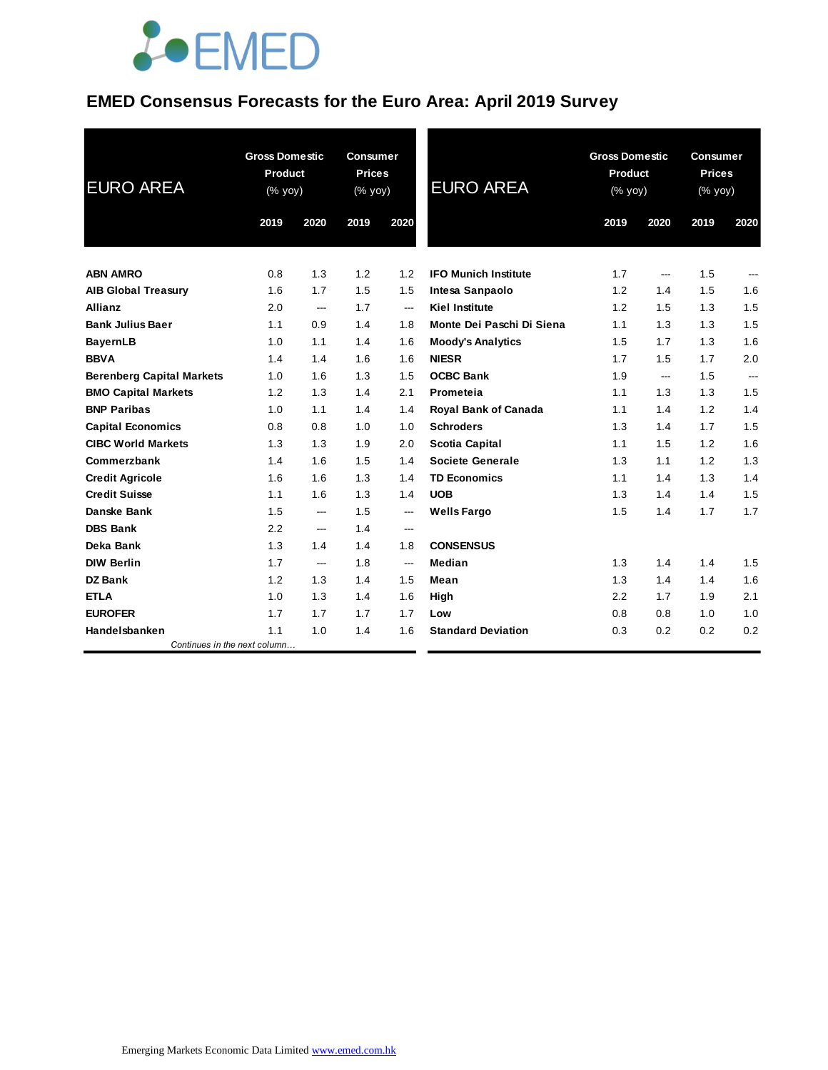# EMED Consensus Forecasts for the Euro Area: April 2019 Survey

| EURO AREA | Gross Domestic Product (% yoy) | | Consumer Prices (% yoy) | |
|---|---|---|---|---|
| | 2019 | 2020 | 2019 | 2020 |
| **ABN AMRO** | 0.8 | 1.3 | 1.2 | 1.2 |
| **AIB Global Treasury** | 1.6 | 1.7 | 1.5 | 1.5 |
| **Allianz** | 2.0 | --- | 1.7 | --- |
| **Bank Julius Baer** | 1.1 | 0.9 | 1.4 | 1.8 |
| **BayernLB** | 1.0 | 1.1 | 1.4 | 1.6 |
| **BBVA** | 1.4 | 1.4 | 1.6 | 1.6 |
| **Berenberg Capital Markets** | 1.0 | 1.6 | 1.3 | 1.5 |
| **BMO Capital Markets** | 1.2 | 1.3 | 1.4 | 2.1 |
| **BNP Paribas** | 1.0 | 1.1 | 1.4 | 1.4 |
| **Capital Economics** | 0.8 | 0.8 | 1.0 | 1.0 |
| **CIBC World Markets** | 1.3 | 1.3 | 1.9 | 2.0 |
| **Commerzbank** | 1.4 | 1.6 | 1.5 | 1.4 |
| **Credit Agricole** | 1.6 | 1.6 | 1.3 | 1.4 |
| **Credit Suisse** | 1.1 | 1.6 | 1.3 | 1.4 |
| **Danske Bank** | 1.5 | --- | 1.5 | --- |
| **DBS Bank** | 2.2 | --- | 1.4 | --- |
| **Deka Bank** | 1.3 | 1.4 | 1.4 | 1.8 |
| **DIW Berlin** | 1.7 | --- | 1.8 | --- |
| **DZ Bank** | 1.2 | 1.3 | 1.4 | 1.5 |
| **ETLA** | 1.0 | 1.3 | 1.4 | 1.6 |
| **EUROFER** | 1.7 | 1.7 | 1.7 | 1.7 |
| **Handelsbanken** | 1.1 | 1.0 | 1.4 | 1.6 |
| **IFO Munich Institute** | 1.7 | --- | 1.5 | --- |
| **Intesa Sanpaolo** | 1.2 | 1.4 | 1.5 | 1.6 |
| **Kiel Institute** | 1.2 | 1.5 | 1.3 | 1.5 |
| **Monte Dei Paschi Di Siena** | 1.1 | 1.3 | 1.3 | 1.5 |
| **Moody's Analytics** | 1.5 | 1.7 | 1.3 | 1.6 |
| **NIESR** | 1.7 | 1.5 | 1.7 | 2.0 |
| **OCBC Bank** | 1.9 | --- | 1.5 | --- |
| **Prometeia** | 1.1 | 1.3 | 1.3 | 1.5 |
| **Royal Bank of Canada** | 1.1 | 1.4 | 1.2 | 1.4 |
| **Schroders** | 1.3 | 1.4 | 1.7 | 1.5 |
| **Scotia Capital** | 1.1 | 1.5 | 1.2 | 1.6 |
| **Societe Generale** | 1.3 | 1.1 | 1.2 | 1.3 |
| **TD Economics** | 1.1 | 1.4 | 1.3 | 1.4 |
| **UOB** | 1.3 | 1.4 | 1.4 | 1.5 |
| **Wells Fargo** | 1.5 | 1.4 | 1.7 | 1.7 |
| **CONSENSUS** | | | | |
| **Median** | 1.3 | 1.4 | 1.4 | 1.5 |
| **Mean** | 1.3 | 1.4 | 1.4 | 1.6 |
| **High** | 2.2 | 1.7 | 1.9 | 2.1 |
| **Low** | 0.8 | 0.8 | 1.0 | 1.0 |
| **Standard Deviation** | 0.3 | 0.2 | 0.2 | 0.2 |

Emerging Markets Economic Data Limited www.emed.com.hk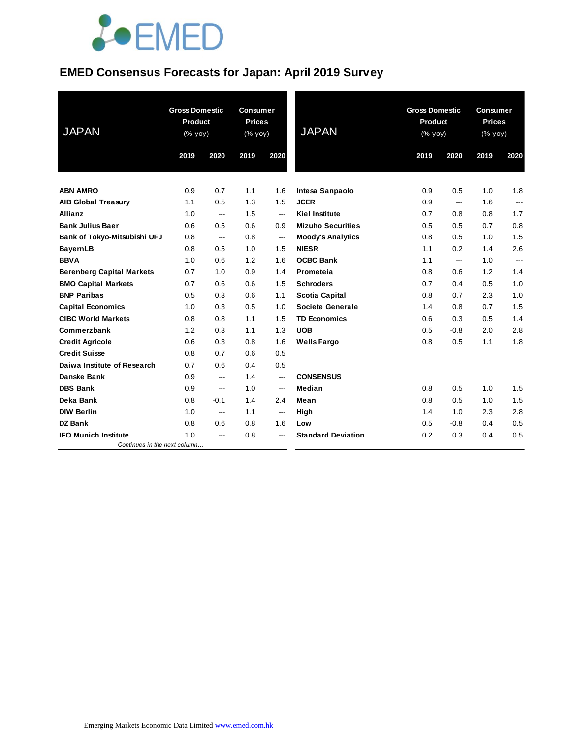# EMED Consensus Forecasts for Japan: April 2019 Survey

| JAPAN | Gross Domestic Product (% yoy) | | Consumer Prices (% yoy) | |
|---|---|---|---|---|
| | 2019 | 2020 | 2019 | 2020 |
| **ABN AMRO** | 0.9 | 0.7 | 1.1 | 1.6 |
| **AIB Global Treasury** | 1.1 | 0.5 | 1.3 | 1.5 |
| **Allianz** | 1.0 | --- | 1.5 | --- |
| **Bank Julius Baer** | 0.6 | 0.5 | 0.6 | 0.9 |
| **Bank of Tokyo-Mitsubishi UFJ** | 0.8 | --- | 0.8 | --- |
| **BayernLB** | 0.8 | 0.5 | 1.0 | 1.5 |
| **BBVA** | 1.0 | 0.6 | 1.2 | 1.6 |
| **Berenberg Capital Markets** | 0.7 | 1.0 | 0.9 | 1.4 |
| **BMO Capital Markets** | 0.7 | 0.6 | 0.6 | 1.5 |
| **BNP Paribas** | 0.5 | 0.3 | 0.6 | 1.1 |
| **Capital Economics** | 1.0 | 0.3 | 0.5 | 1.0 |
| **CIBC World Markets** | 0.8 | 0.8 | 1.1 | 1.5 |
| **Commerzbank** | 1.2 | 0.3 | 1.1 | 1.3 |
| **Credit Agricole** | 0.6 | 0.3 | 0.8 | 1.6 |
| **Credit Suisse** | 0.8 | 0.7 | 0.6 | 0.5 |
| **Daiwa Institute of Research** | 0.7 | 0.6 | 0.4 | 0.5 |
| **Danske Bank** | 0.9 | --- | 1.4 | --- |
| **DBS Bank** | 0.9 | --- | 1.0 | --- |
| **Deka Bank** | 0.8 | -0.1 | 1.4 | 2.4 |
| **DIW Berlin** | 1.0 | --- | 1.1 | --- |
| **DZ Bank** | 0.8 | 0.6 | 0.8 | 1.6 |
| **IFO Munich Institute** | 1.0 | --- | 0.8 | --- |
| **Intesa Sanpaolo** | 0.9 | 0.5 | 1.0 | 1.8 |
| **JCER** | 0.9 | --- | 1.6 | --- |
| **Kiel Institute** | 0.7 | 0.8 | 0.8 | 1.7 |
| **Mizuho Securities** | 0.5 | 0.5 | 0.7 | 0.8 |
| **Moody's Analytics** | 0.8 | 0.5 | 1.0 | 1.5 |
| **NIESR** | 1.1 | 0.2 | 1.4 | 2.6 |
| **OCBC Bank** | 1.1 | --- | 1.0 | --- |
| **Prometeia** | 0.8 | 0.6 | 1.2 | 1.4 |
| **Schroders** | 0.7 | 0.4 | 0.5 | 1.0 |
| **Scotia Capital** | 0.8 | 0.7 | 2.3 | 1.0 |
| **Societe Generale** | 1.4 | 0.8 | 0.7 | 1.5 |
| **TD Economics** | 0.6 | 0.3 | 0.5 | 1.4 |
| **UOB** | 0.5 | -0.8 | 2.0 | 2.8 |
| **Wells Fargo** | 0.8 | 0.5 | 1.1 | 1.8 |
| **CONSENSUS** | | | | |
| **Median** | 0.8 | 0.5 | 1.0 | 1.5 |
| **Mean** | 0.8 | 0.5 | 1.0 | 1.5 |
| **High** | 1.4 | 1.0 | 2.3 | 2.8 |
| **Low** | 0.5 | -0.8 | 0.4 | 0.5 |
| **Standard Deviation** | 0.2 | 0.3 | 0.4 | 0.5 |

*Continues in the next column…*

Emerging Markets Economic Data Limited www.emed.com.hk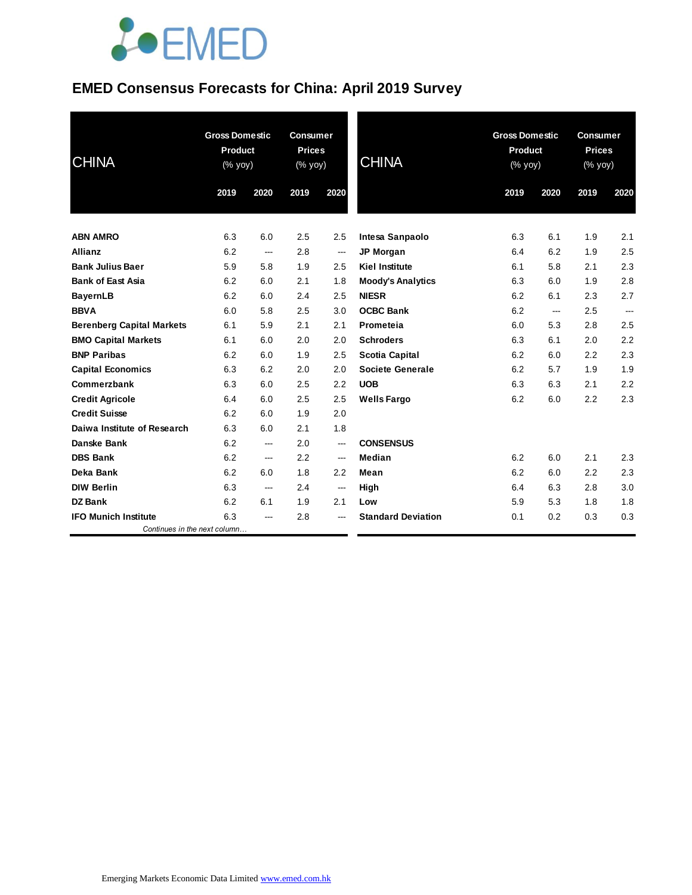# EMED Consensus Forecasts for China: April 2019 Survey

| CHINA | Gross Domestic Product (% yoy) | | Consumer Prices (% yoy) | |
|---|---|---|---|---|
| | 2019 | 2020 | 2019 | 2020 |
| **ABN AMRO** | 6.3 | 6.0 | 2.5 | 2.5 |
| **Allianz** | 6.2 | --- | 2.8 | --- |
| **Bank Julius Baer** | 5.9 | 5.8 | 1.9 | 2.5 |
| **Bank of East Asia** | 6.2 | 6.0 | 2.1 | 1.8 |
| **BayernLB** | 6.2 | 6.0 | 2.4 | 2.5 |
| **BBVA** | 6.0 | 5.8 | 2.5 | 3.0 |
| **Berenberg Capital Markets** | 6.1 | 5.9 | 2.1 | 2.1 |
| **BMO Capital Markets** | 6.1 | 6.0 | 2.0 | 2.0 |
| **BNP Paribas** | 6.2 | 6.0 | 1.9 | 2.5 |
| **Capital Economics** | 6.3 | 6.2 | 2.0 | 2.0 |
| **Commerzbank** | 6.3 | 6.0 | 2.5 | 2.2 |
| **Credit Agricole** | 6.4 | 6.0 | 2.5 | 2.5 |
| **Credit Suisse** | 6.2 | 6.0 | 1.9 | 2.0 |
| **Daiwa Institute of Research** | 6.3 | 6.0 | 2.1 | 1.8 |
| **Danske Bank** | 6.2 | --- | 2.0 | --- |
| **DBS Bank** | 6.2 | --- | 2.2 | --- |
| **Deka Bank** | 6.2 | 6.0 | 1.8 | 2.2 |
| **DIW Berlin** | 6.3 | --- | 2.4 | --- |
| **DZ Bank** | 6.2 | 6.1 | 1.9 | 2.1 |
| **IFO Munich Institute** | 6.3 | --- | 2.8 | --- |
| **Intesa Sanpaolo** | 6.3 | 6.1 | 1.9 | 2.1 |
| **JP Morgan** | 6.4 | 6.2 | 1.9 | 2.5 |
| **Kiel Institute** | 6.1 | 5.8 | 2.1 | 2.3 |
| **Moody's Analytics** | 6.3 | 6.0 | 1.9 | 2.8 |
| **NIESR** | 6.2 | 6.1 | 2.3 | 2.7 |
| **OCBC Bank** | 6.2 | --- | 2.5 | --- |
| **Prometeia** | 6.0 | 5.3 | 2.8 | 2.5 |
| **Schroders** | 6.3 | 6.1 | 2.0 | 2.2 |
| **Scotia Capital** | 6.2 | 6.0 | 2.2 | 2.3 |
| **Societe Generale** | 6.2 | 5.7 | 1.9 | 1.9 |
| **UOB** | 6.3 | 6.3 | 2.1 | 2.2 |
| **Wells Fargo** | 6.2 | 6.0 | 2.2 | 2.3 |
| **CONSENSUS** | | | | |
| **Median** | 6.2 | 6.0 | 2.1 | 2.3 |
| **Mean** | 6.2 | 6.0 | 2.2 | 2.3 |
| **High** | 6.4 | 6.3 | 2.8 | 3.0 |
| **Low** | 5.9 | 5.3 | 1.8 | 1.8 |
| **Standard Deviation** | 0.1 | 0.2 | 0.3 | 0.3 |

*Continues in the next column…*

Emerging Markets Economic Data Limited www.emed.com.hk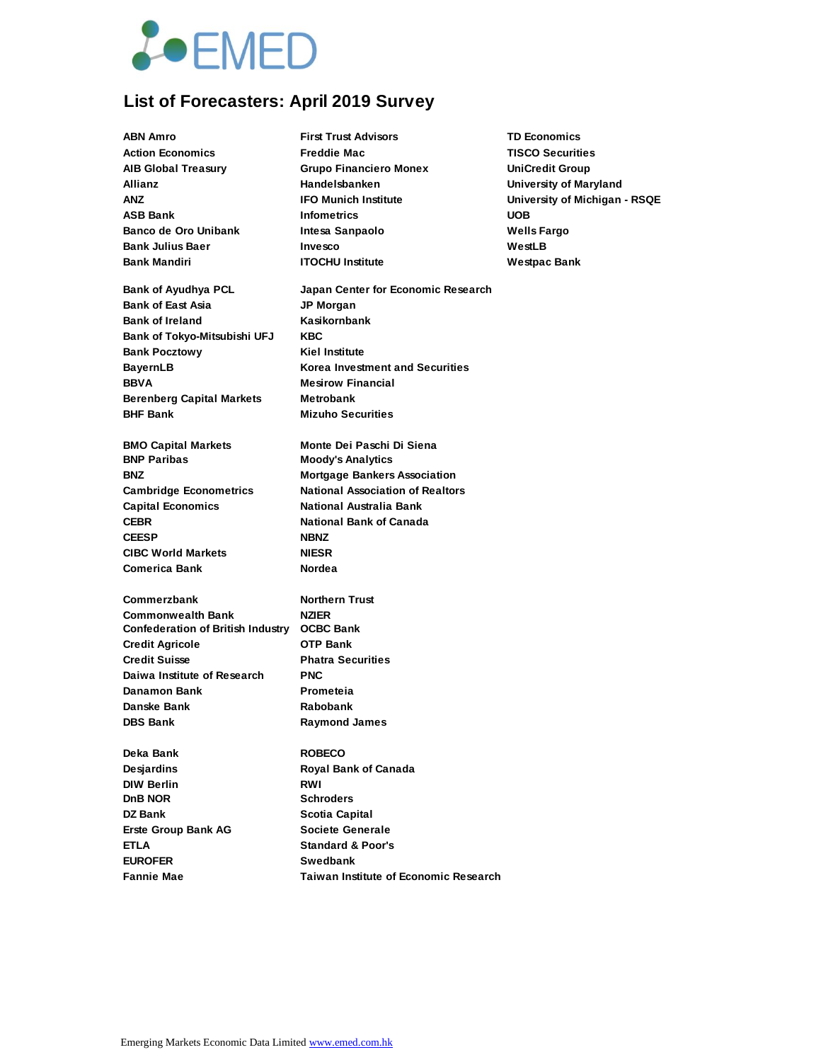EMED

# List of Forecasters: April 2019 Survey

ABN Amro
Action Economics
AIB Global Treasury
Allianz
ANZ
ASB Bank
Banco de Oro Unibank
Bank Julius Baer
Bank Mandiri

Bank of Ayudhya PCL
Bank of East Asia
Bank of Ireland
Bank of Tokyo-Mitsubishi UFJ
Bank Pocztowy
BayernLB
BBVA
Berenberg Capital Markets
BHF Bank

BMO Capital Markets
BNP Paribas
BNZ
Cambridge Econometrics
Capital Economics
CEBR
CEESP
CIBC World Markets
Comerica Bank

Commerzbank
Commonwealth Bank
Confederation of British Industry
Credit Agricole
Credit Suisse
Daiwa Institute of Research
Danamon Bank
Danske Bank
DBS Bank

Deka Bank
Desjardins
DIW Berlin
DnB NOR
DZ Bank
Erste Group Bank AG
ETLA
EUROFER
Fannie Mae

First Trust Advisors
Freddie Mac
Grupo Financiero Monex
Handelsbanken
IFO Munich Institute
Infometrics
Intesa Sanpaolo
Invesco
ITOCHU Institute

Japan Center for Economic Research
JP Morgan
Kasikornbank
KBC
Kiel Institute
Korea Investment and Securities
Mesirow Financial
Metrobank
Mizuho Securities

Monte Dei Paschi Di Siena
Moody's Analytics
Mortgage Bankers Association
National Association of Realtors
National Australia Bank
National Bank of Canada
NBNZ
NIESR
Nordea

Northern Trust
NZIER
OCBC Bank
OTP Bank
Phatra Securities
PNC
Prometeia
Rabobank
Raymond James

ROBECO
Royal Bank of Canada
RWI
Schroders
Scotia Capital
Societe Generale
Standard & Poor's
Swedbank
Taiwan Institute of Economic Research

TD Economics
TISCO Securities
UniCredit Group
University of Maryland
University of Michigan - RSQE
UOB
Wells Fargo
WestLB
Westpac Bank

Emerging Markets Economic Data Limited www.emed.com.hk